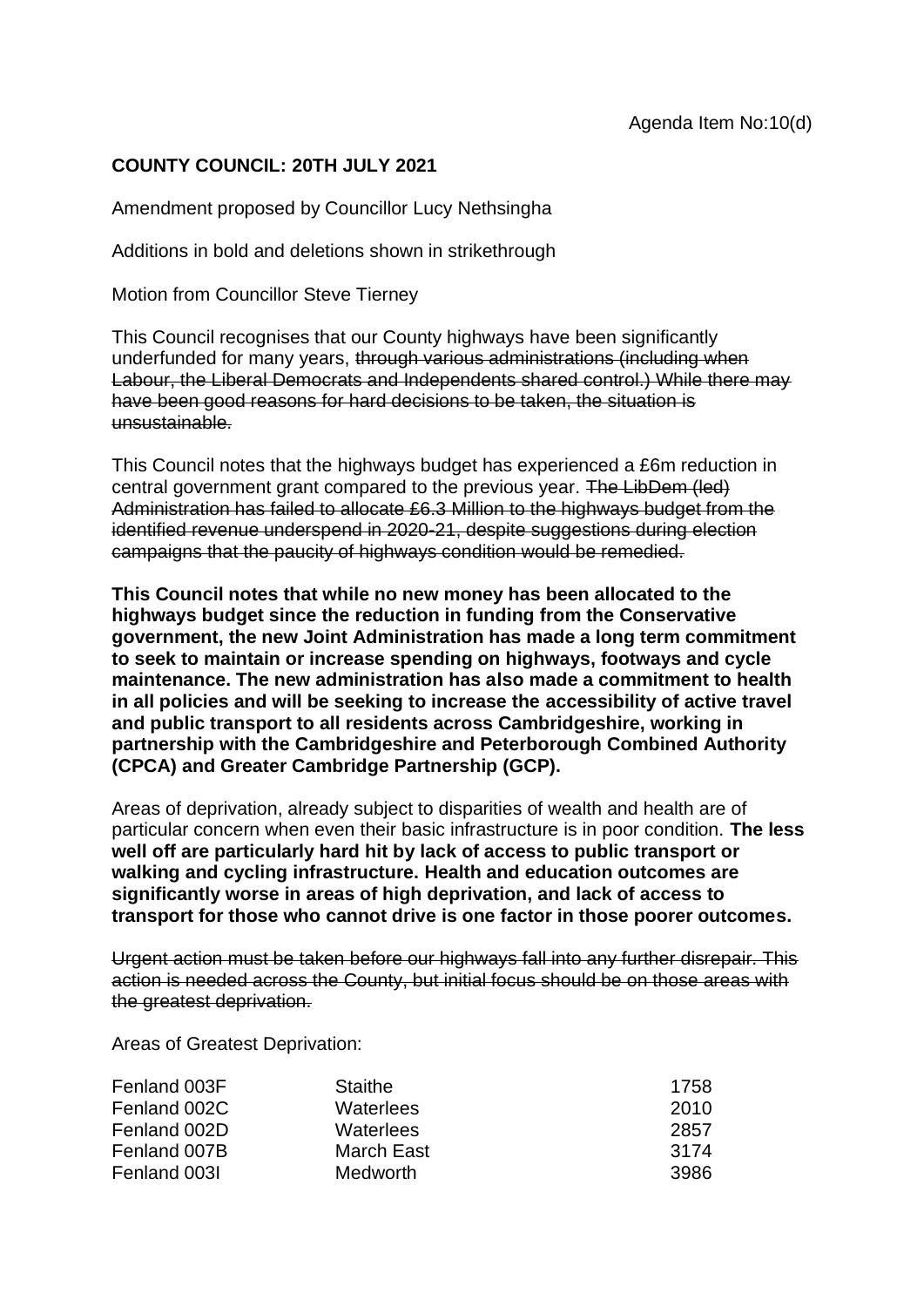Agenda Item No:10(d)

**COUNTY COUNCIL: 20TH JULY 2021**

Amendment proposed by Councillor Lucy Nethsingha

Additions in bold and deletions shown in strikethrough

Motion from Councillor Steve Tierney

This Council recognises that our County highways have been significantly underfunded for many years, ~~through various administrations (including when Labour, the Liberal Democrats and Independents shared control.) While there may have been good reasons for hard decisions to be taken, the situation is unsustainable.~~

This Council notes that the highways budget has experienced a £6m reduction in central government grant compared to the previous year. ~~The LibDem (led) Administration has failed to allocate £6.3 Million to the highways budget from the identified revenue underspend in 2020-21, despite suggestions during election campaigns that the paucity of highways condition would be remedied.~~

**This Council notes that while no new money has been allocated to the highways budget since the reduction in funding from the Conservative government, the new Joint Administration has made a long term commitment to seek to maintain or increase spending on highways, footways and cycle maintenance. The new administration has also made a commitment to health in all policies and will be seeking to increase the accessibility of active travel and public transport to all residents across Cambridgeshire, working in partnership with the Cambridgeshire and Peterborough Combined Authority (CPCA) and Greater Cambridge Partnership (GCP).**

Areas of deprivation, already subject to disparities of wealth and health are of particular concern when even their basic infrastructure is in poor condition. **The less well off are particularly hard hit by lack of access to public transport or walking and cycling infrastructure. Health and education outcomes are significantly worse in areas of high deprivation, and lack of access to transport for those who cannot drive is one factor in those poorer outcomes.**

~~Urgent action must be taken before our highways fall into any further disrepair. This action is needed across the County, but initial focus should be on those areas with the greatest deprivation.~~

Areas of Greatest Deprivation:

| | | |
|---|---|---|
| Fenland 003F | Staithe | 1758 |
| Fenland 002C | Waterlees | 2010 |
| Fenland 002D | Waterlees | 2857 |
| Fenland 007B | March East | 3174 |
| Fenland 003I | Medworth | 3986 |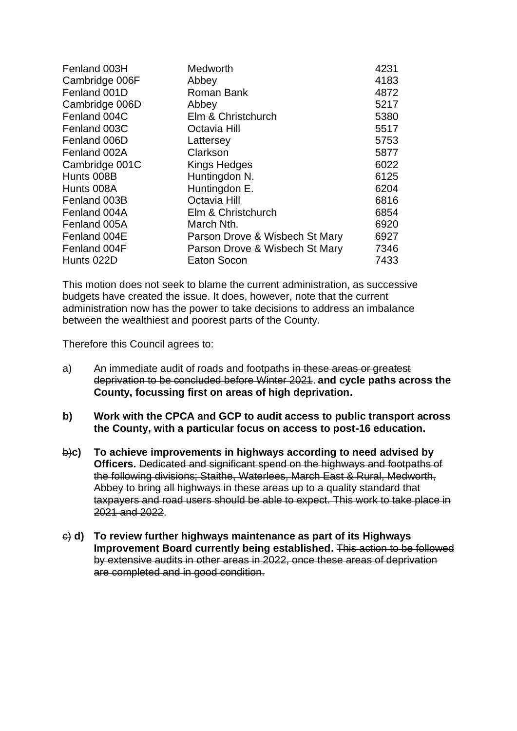| | | |
|---|---|---|
| Fenland 003H | Medworth | 4231 |
| Cambridge 006F | Abbey | 4183 |
| Fenland 001D | Roman Bank | 4872 |
| Cambridge 006D | Abbey | 5217 |
| Fenland 004C | Elm & Christchurch | 5380 |
| Fenland 003C | Octavia Hill | 5517 |
| Fenland 006D | Lattersey | 5753 |
| Fenland 002A | Clarkson | 5877 |
| Cambridge 001C | Kings Hedges | 6022 |
| Hunts 008B | Huntingdon N. | 6125 |
| Hunts 008A | Huntingdon E. | 6204 |
| Fenland 003B | Octavia Hill | 6816 |
| Fenland 004A | Elm & Christchurch | 6854 |
| Fenland 005A | March Nth. | 6920 |
| Fenland 004E | Parson Drove & Wisbech St Mary | 6927 |
| Fenland 004F | Parson Drove & Wisbech St Mary | 7346 |
| Hunts 022D | Eaton Socon | 7433 |

This motion does not seek to blame the current administration, as successive budgets have created the issue. It does, however, note that the current administration now has the power to take decisions to address an imbalance between the wealthiest and poorest parts of the County.

Therefore this Council agrees to:

a) An immediate audit of roads and footpaths ~~in these areas or greatest deprivation to be concluded before Winter 2021~~. **and cycle paths across the County, focussing first on areas of high deprivation.**

**b) Work with the CPCA and GCP to audit access to public transport across the County, with a particular focus on access to post-16 education.**

~~b)~~**c) To achieve improvements in highways according to need advised by Officers.** ~~Dedicated and significant spend on the highways and footpaths of the following divisions; Staithe, Waterlees, March East & Rural, Medworth, Abbey to bring all highways in these areas up to a quality standard that taxpayers and road users should be able to expect. This work to take place in 2021 and 2022~~.

~~c)~~ **d) To review further highways maintenance as part of its Highways Improvement Board currently being established.** ~~This action to be followed by extensive audits in other areas in 2022, once these areas of deprivation are completed and in good condition.~~